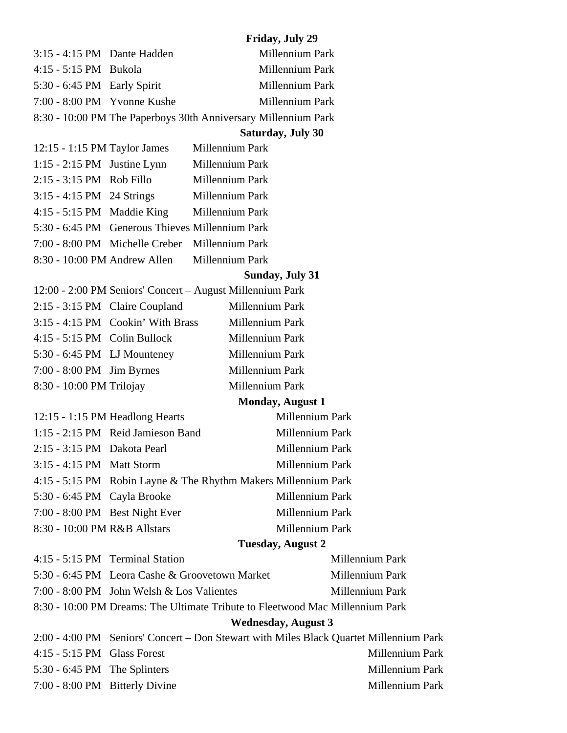**Friday, July 29**

| Time | Performer | Location |
|---|---|---|
| 3:15 - 4:15 PM | Dante Hadden | Millennium Park |
| 4:15 - 5:15 PM | Bukola | Millennium Park |
| 5:30 - 6:45 PM | Early Spirit | Millennium Park |
| 7:00 - 8:00 PM | Yvonne Kushe | Millennium Park |
| 8:30 - 10:00 PM | The Paperboys 30th Anniversary | Millennium Park |

**Saturday, July 30**

| Time | Performer | Location |
|---|---|---|
| 12:15 - 1:15 PM | Taylor James | Millennium Park |
| 1:15 - 2:15 PM | Justine Lynn | Millennium Park |
| 2:15 - 3:15 PM | Rob Fillo | Millennium Park |
| 3:15 - 4:15 PM | 24 Strings | Millennium Park |
| 4:15 - 5:15 PM | Maddie King | Millennium Park |
| 5:30 - 6:45 PM | Generous Thieves | Millennium Park |
| 7:00 - 8:00 PM | Michelle Creber | Millennium Park |
| 8:30 - 10:00 PM | Andrew Allen | Millennium Park |

**Sunday, July 31**

| Time | Performer | Location |
|---|---|---|
| 12:00 - 2:00 PM | Seniors' Concert – August | Millennium Park |
| 2:15 - 3:15 PM | Claire Coupland | Millennium Park |
| 3:15 - 4:15 PM | Cookin' With Brass | Millennium Park |
| 4:15 - 5:15 PM | Colin Bullock | Millennium Park |
| 5:30 - 6:45 PM | LJ Mounteney | Millennium Park |
| 7:00 - 8:00 PM | Jim Byrnes | Millennium Park |
| 8:30 - 10:00 PM | Trilojay | Millennium Park |

**Monday, August 1**

| Time | Performer | Location |
|---|---|---|
| 12:15 - 1:15 PM | Headlong Hearts | Millennium Park |
| 1:15 - 2:15 PM | Reid Jamieson Band | Millennium Park |
| 2:15 - 3:15 PM | Dakota Pearl | Millennium Park |
| 3:15 - 4:15 PM | Matt Storm | Millennium Park |
| 4:15 - 5:15 PM | Robin Layne & The Rhythm Makers | Millennium Park |
| 5:30 - 6:45 PM | Cayla Brooke | Millennium Park |
| 7:00 - 8:00 PM | Best Night Ever | Millennium Park |
| 8:30 - 10:00 PM | R&B Allstars | Millennium Park |

**Tuesday, August 2**

| Time | Performer | Location |
|---|---|---|
| 4:15 - 5:15 PM | Terminal Station | Millennium Park |
| 5:30 - 6:45 PM | Leora Cashe & Groovetown Market | Millennium Park |
| 7:00 - 8:00 PM | John Welsh & Los Valientes | Millennium Park |
| 8:30 - 10:00 PM | Dreams: The Ultimate Tribute to Fleetwood Mac | Millennium Park |

**Wednesday, August 3**

| Time | Performer | Location |
|---|---|---|
| 2:00 - 4:00 PM | Seniors' Concert – Don Stewart with Miles Black Quartet | Millennium Park |
| 4:15 - 5:15 PM | Glass Forest | Millennium Park |
| 5:30 - 6:45 PM | The Splinters | Millennium Park |
| 7:00 - 8:00 PM | Bitterly Divine | Millennium Park |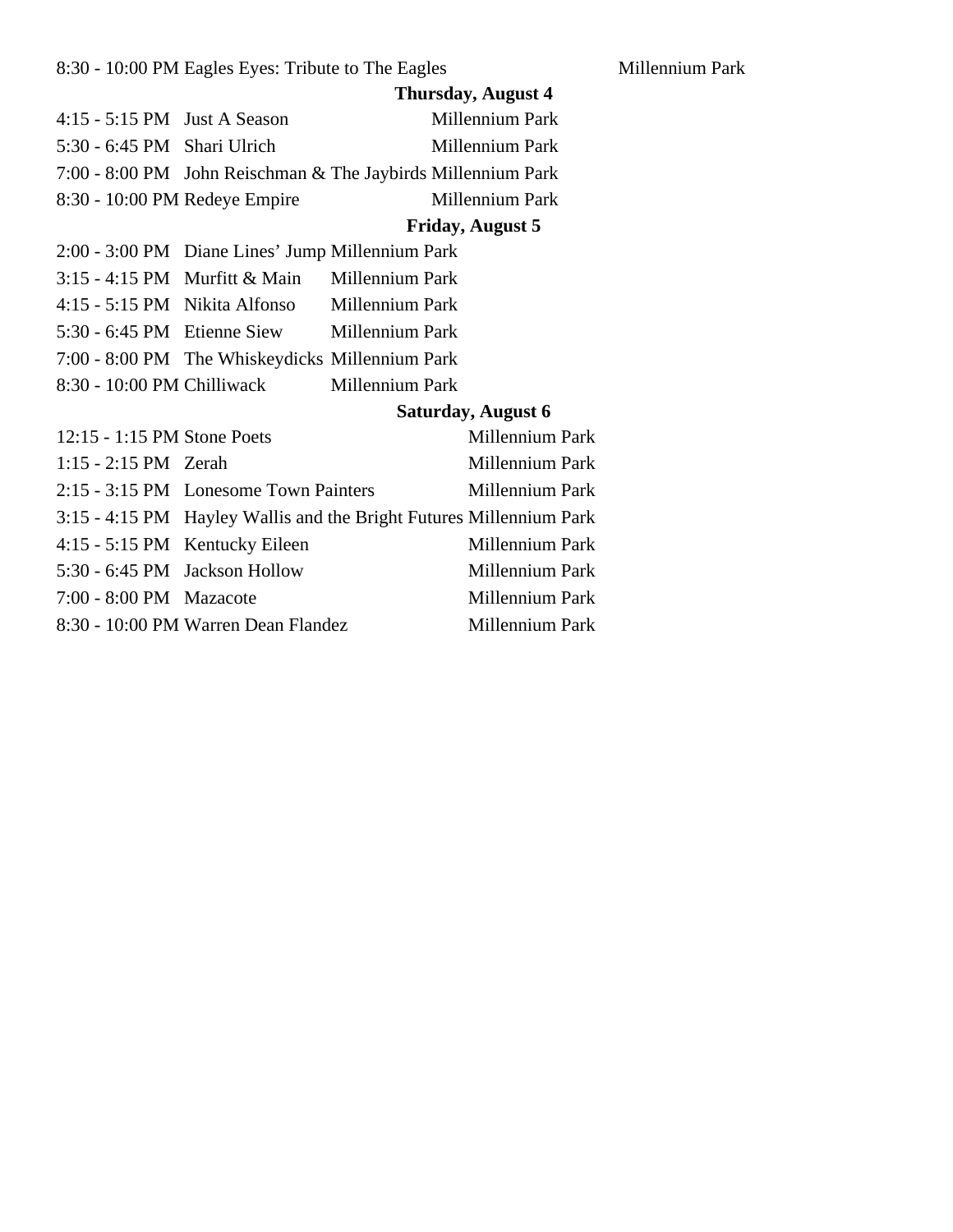| | | |
|---|---|---|
| 8:30 - 10:00 PM | Eagles Eyes: Tribute to The Eagles | Millennium Park |

**Thursday, August 4**

| | | |
|---|---|---|
| 4:15 - 5:15 PM | Just A Season | Millennium Park |
| 5:30 - 6:45 PM | Shari Ulrich | Millennium Park |
| 7:00 - 8:00 PM | John Reischman & The Jaybirds | Millennium Park |
| 8:30 - 10:00 PM | Redeye Empire | Millennium Park |

**Friday, August 5**

| | | |
|---|---|---|
| 2:00 - 3:00 PM | Diane Lines' Jump | Millennium Park |
| 3:15 - 4:15 PM | Murfitt & Main | Millennium Park |
| 4:15 - 5:15 PM | Nikita Alfonso | Millennium Park |
| 5:30 - 6:45 PM | Etienne Siew | Millennium Park |
| 7:00 - 8:00 PM | The Whiskeydicks | Millennium Park |
| 8:30 - 10:00 PM | Chilliwack | Millennium Park |

**Saturday, August 6**

| | | |
|---|---|---|
| 12:15 - 1:15 PM | Stone Poets | Millennium Park |
| 1:15 - 2:15 PM | Zerah | Millennium Park |
| 2:15 - 3:15 PM | Lonesome Town Painters | Millennium Park |
| 3:15 - 4:15 PM | Hayley Wallis and the Bright Futures | Millennium Park |
| 4:15 - 5:15 PM | Kentucky Eileen | Millennium Park |
| 5:30 - 6:45 PM | Jackson Hollow | Millennium Park |
| 7:00 - 8:00 PM | Mazacote | Millennium Park |
| 8:30 - 10:00 PM | Warren Dean Flandez | Millennium Park |